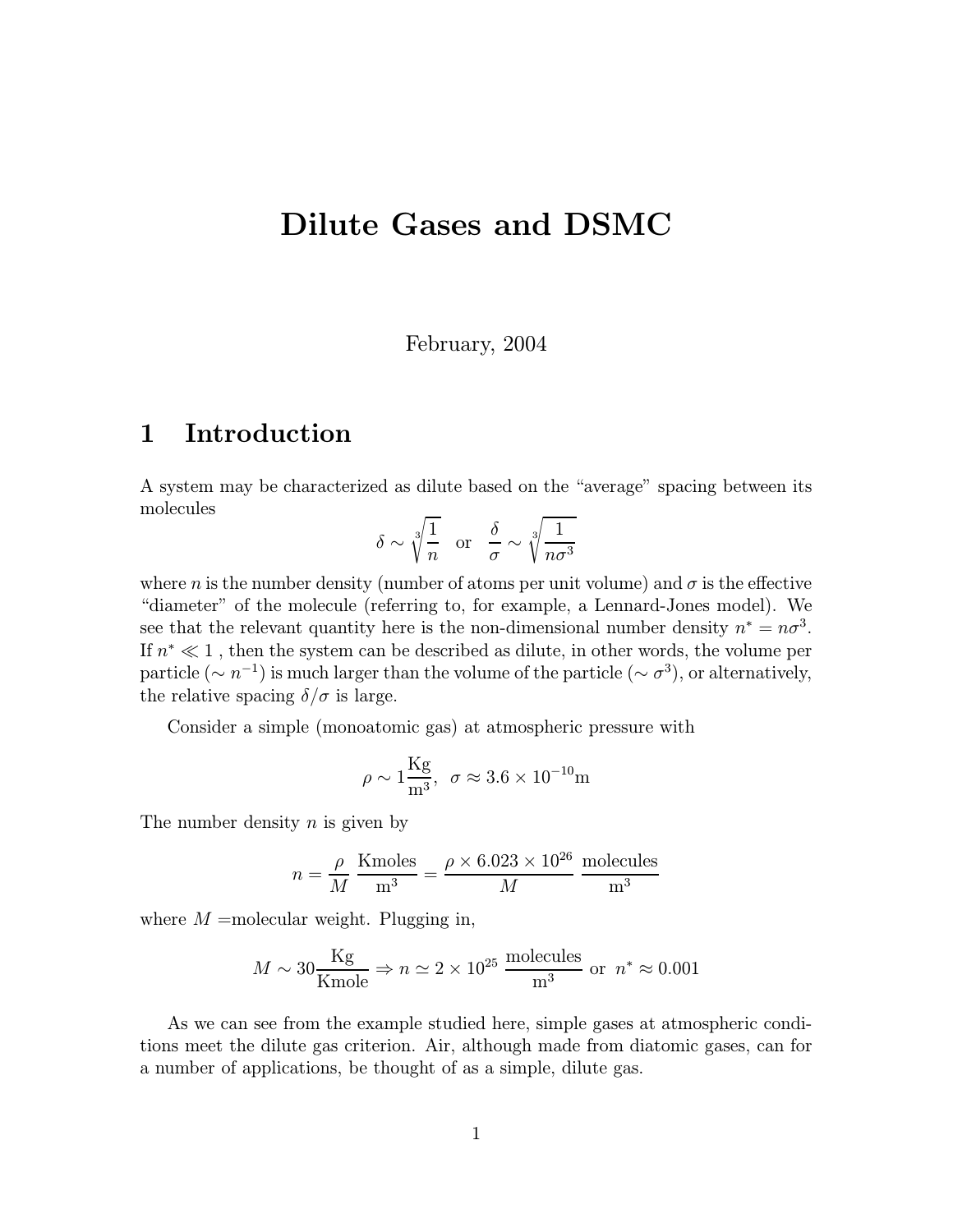# Dilute Gases and DSMC

February, 2004

## 1 Introduction

A system may be characterized as dilute based on the "average" spacing between its molecules

$$\delta \sim \sqrt[3]{\frac{1}{n}} \quad \text{or} \quad \frac{\delta}{\sigma} \sim \sqrt[3]{\frac{1}{n\sigma^3}}$$

where $n$ is the number density (number of atoms per unit volume) and $\sigma$ is the effective "diameter" of the molecule (referring to, for example, a Lennard-Jones model). We see that the relevant quantity here is the non-dimensional number density $n^* = n\sigma^3$. If $n^* \ll 1$ , then the system can be described as dilute, in other words, the volume per particle ($\sim n^{-1}$) is much larger than the volume of the particle ($\sim \sigma^3$), or alternatively, the relative spacing $\delta/\sigma$ is large.

Consider a simple (monoatomic gas) at atmospheric pressure with

$$\rho \sim 1\frac{\text{Kg}}{\text{m}^3}, \;\; \sigma \approx 3.6 \times 10^{-10}\text{m}$$

The number density $n$ is given by

$$n = \frac{\rho}{M} \, \frac{\text{Kmoles}}{\text{m}^3} = \frac{\rho \times 6.023 \times 10^{26}}{M} \, \frac{\text{molecules}}{\text{m}^3}$$

where $M$ =molecular weight. Plugging in,

$$M \sim 30\frac{\text{Kg}}{\text{Kmole}} \Rightarrow n \simeq 2 \times 10^{25} \, \frac{\text{molecules}}{\text{m}^3} \text{ or } n^* \approx 0.001$$

As we can see from the example studied here, simple gases at atmospheric conditions meet the dilute gas criterion. Air, although made from diatomic gases, can for a number of applications, be thought of as a simple, dilute gas.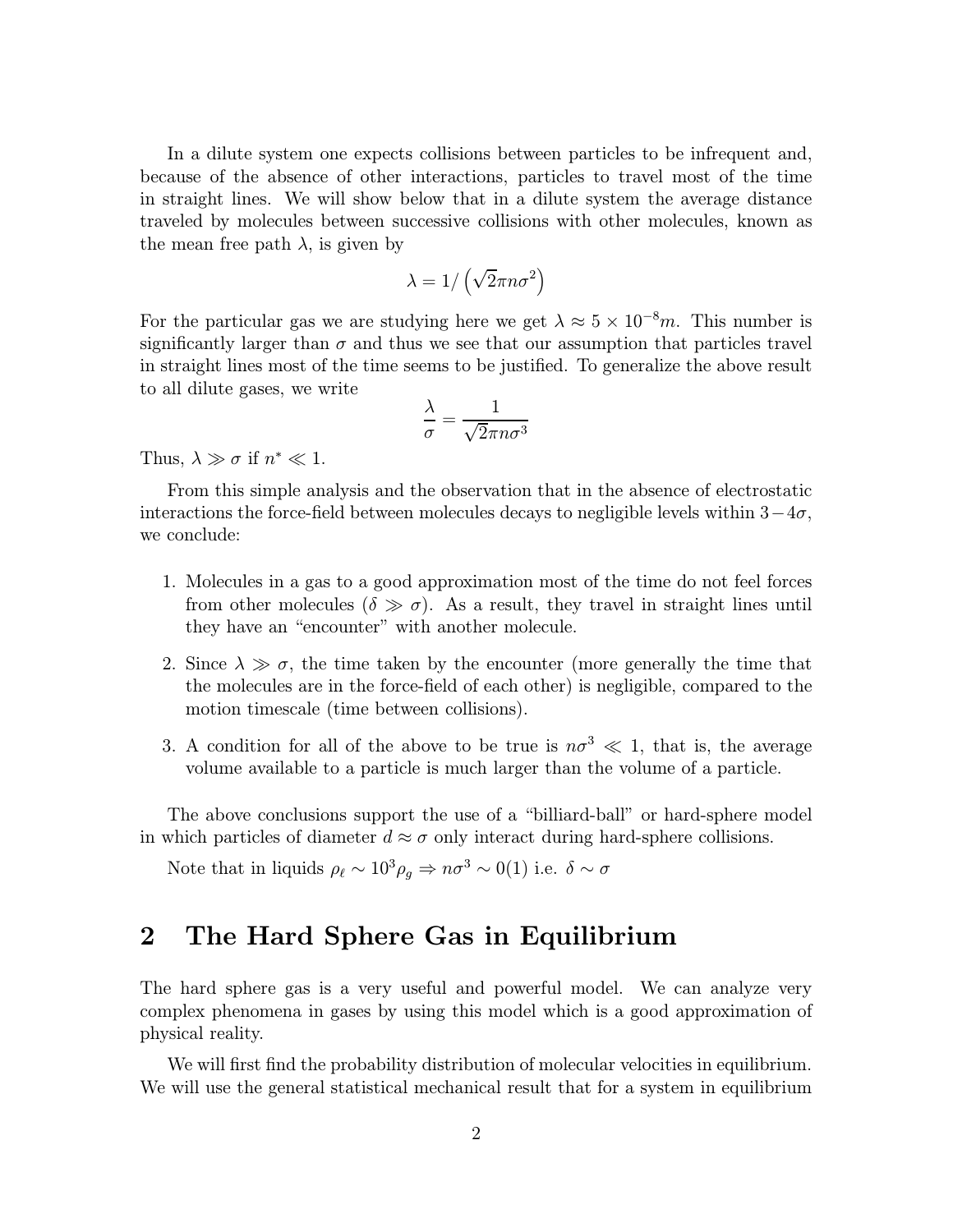In a dilute system one expects collisions between particles to be infrequent and, because of the absence of other interactions, particles to travel most of the time in straight lines. We will show below that in a dilute system the average distance traveled by molecules between successive collisions with other molecules, known as the mean free path $\lambda$, is given by

$$\lambda = 1/\left(\sqrt{2}\pi n \sigma^2\right)$$

For the particular gas we are studying here we get $\lambda \approx 5 \times 10^{-8} m$. This number is significantly larger than $\sigma$ and thus we see that our assumption that particles travel in straight lines most of the time seems to be justified. To generalize the above result to all dilute gases, we write

$$\frac{\lambda}{\sigma} = \frac{1}{\sqrt{2}\pi n \sigma^3}$$

Thus, $\lambda \gg \sigma$ if $n^* \ll 1$.

From this simple analysis and the observation that in the absence of electrostatic interactions the force-field between molecules decays to negligible levels within $3-4\sigma$, we conclude:

1. Molecules in a gas to a good approximation most of the time do not feel forces from other molecules ($\delta \gg \sigma$). As a result, they travel in straight lines until they have an "encounter" with another molecule.
2. Since $\lambda \gg \sigma$, the time taken by the encounter (more generally the time that the molecules are in the force-field of each other) is negligible, compared to the motion timescale (time between collisions).
3. A condition for all of the above to be true is $n\sigma^3 \ll 1$, that is, the average volume available to a particle is much larger than the volume of a particle.

The above conclusions support the use of a "billiard-ball" or hard-sphere model in which particles of diameter $d \approx \sigma$ only interact during hard-sphere collisions.

Note that in liquids $\rho_\ell \sim 10^3 \rho_g \Rightarrow n\sigma^3 \sim 0(1)$ i.e. $\delta \sim \sigma$

## 2 The Hard Sphere Gas in Equilibrium

The hard sphere gas is a very useful and powerful model. We can analyze very complex phenomena in gases by using this model which is a good approximation of physical reality.

We will first find the probability distribution of molecular velocities in equilibrium. We will use the general statistical mechanical result that for a system in equilibrium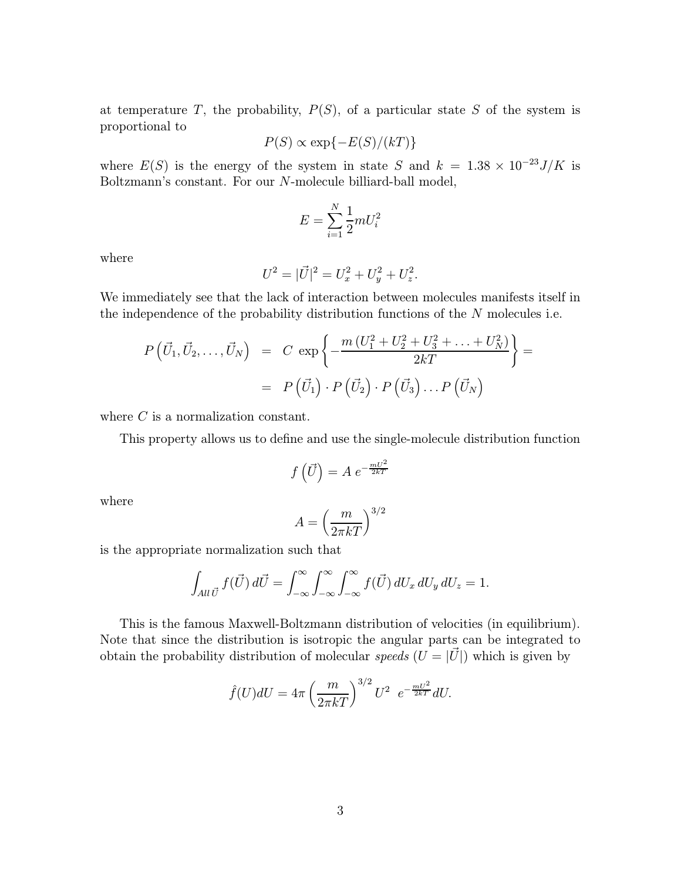at temperature $T$, the probability, $P(S)$, of a particular state $S$ of the system is proportional to

$$P(S) \propto \exp\{-E(S)/(kT)\}$$

where $E(S)$ is the energy of the system in state $S$ and $k = 1.38 \times 10^{-23} J/K$ is Boltzmann's constant. For our $N$-molecule billiard-ball model,

$$E = \sum_{i=1}^{N} \frac{1}{2} m U_i^2$$

where

$$U^2 = |\vec{U}|^2 = U_x^2 + U_y^2 + U_z^2.$$

We immediately see that the lack of interaction between molecules manifests itself in the independence of the probability distribution functions of the $N$ molecules i.e.

$$\begin{aligned} P\left(\vec{U}_1, \vec{U}_2, \ldots, \vec{U}_N\right) &= C \, \exp\left\{-\frac{m\left(U_1^2 + U_2^2 + U_3^2 + \ldots + U_N^2\right)}{2kT}\right\} = \\ &= P\left(\vec{U}_1\right) \cdot P\left(\vec{U}_2\right) \cdot P\left(\vec{U}_3\right) \ldots P\left(\vec{U}_N\right) \end{aligned}$$

where $C$ is a normalization constant.

This property allows us to define and use the single-molecule distribution function

$$f\left(\vec{U}\right) = A \, e^{-\frac{mU^2}{2kT}}$$

where

$$A = \left(\frac{m}{2\pi kT}\right)^{3/2}$$

is the appropriate normalization such that

$$\int_{All\,\vec{U}} f(\vec{U}) \, d\vec{U} = \int_{-\infty}^{\infty} \int_{-\infty}^{\infty} \int_{-\infty}^{\infty} f(\vec{U}) \, dU_x \, dU_y \, dU_z = 1.$$

This is the famous Maxwell-Boltzmann distribution of velocities (in equilibrium). Note that since the distribution is isotropic the angular parts can be integrated to obtain the probability distribution of molecular *speeds* ($U = |\vec{U}|$) which is given by

$$\hat{f}(U) dU = 4\pi \left(\frac{m}{2\pi kT}\right)^{3/2} U^2 \;\; e^{-\frac{mU^2}{2kT}} dU.$$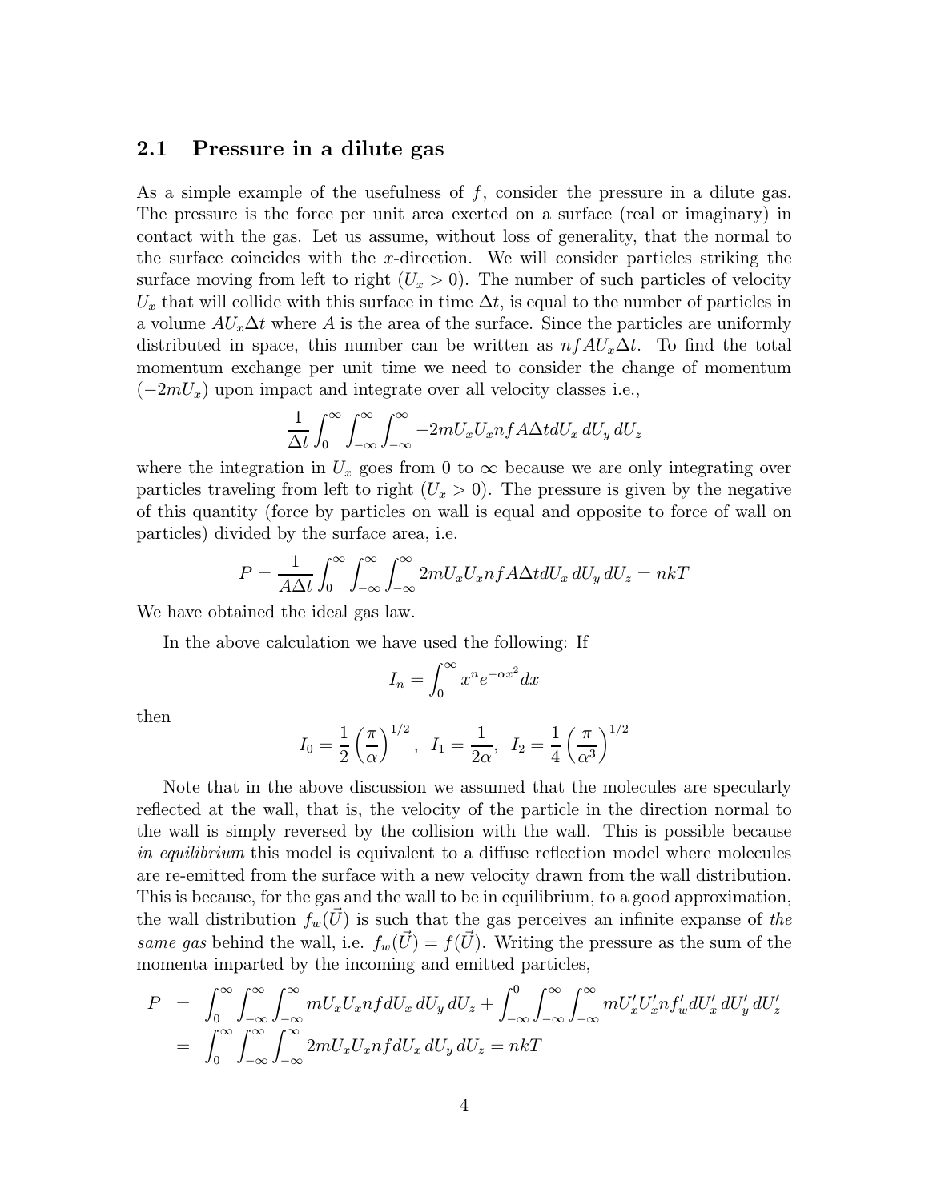## 2.1 Pressure in a dilute gas

As a simple example of the usefulness of $f$, consider the pressure in a dilute gas. The pressure is the force per unit area exerted on a surface (real or imaginary) in contact with the gas. Let us assume, without loss of generality, that the normal to the surface coincides with the $x$-direction. We will consider particles striking the surface moving from left to right ($U_x > 0$). The number of such particles of velocity $U_x$ that will collide with this surface in time $\Delta t$, is equal to the number of particles in a volume $AU_x\Delta t$ where $A$ is the area of the surface. Since the particles are uniformly distributed in space, this number can be written as $nfAU_x\Delta t$. To find the total momentum exchange per unit time we need to consider the change of momentum ($-2mU_x$) upon impact and integrate over all velocity classes i.e.,

$$\frac{1}{\Delta t}\int_0^\infty\int_{-\infty}^\infty\int_{-\infty}^\infty -2mU_xU_xnfA\Delta t dU_x\, dU_y\, dU_z$$

where the integration in $U_x$ goes from 0 to $\infty$ because we are only integrating over particles traveling from left to right ($U_x > 0$). The pressure is given by the negative of this quantity (force by particles on wall is equal and opposite to force of wall on particles) divided by the surface area, i.e.

$$P = \frac{1}{A\Delta t}\int_0^\infty\int_{-\infty}^\infty\int_{-\infty}^\infty 2mU_xU_xnfA\Delta t dU_x\, dU_y\, dU_z = nkT$$

We have obtained the ideal gas law.

In the above calculation we have used the following: If

$$I_n = \int_0^\infty x^n e^{-\alpha x^2}dx$$

then

$$I_0 = \frac{1}{2}\left(\frac{\pi}{\alpha}\right)^{1/2}, \;\; I_1 = \frac{1}{2\alpha}, \;\; I_2 = \frac{1}{4}\left(\frac{\pi}{\alpha^3}\right)^{1/2}$$

Note that in the above discussion we assumed that the molecules are specularly reflected at the wall, that is, the velocity of the particle in the direction normal to the wall is simply reversed by the collision with the wall. This is possible because *in equilibrium* this model is equivalent to a diffuse reflection model where molecules are re-emitted from the surface with a new velocity drawn from the wall distribution. This is because, for the gas and the wall to be in equilibrium, to a good approximation, the wall distribution $f_w(\vec{U})$ is such that the gas perceives an infinite expanse of *the same gas* behind the wall, i.e. $f_w(\vec{U}) = f(\vec{U})$. Writing the pressure as the sum of the momenta imparted by the incoming and emitted particles,

$$\begin{aligned}
P &= \int_0^\infty\int_{-\infty}^\infty\int_{-\infty}^\infty mU_xU_xnf dU_x\, dU_y\, dU_z + \int_{-\infty}^0\int_{-\infty}^\infty\int_{-\infty}^\infty mU'_xU'_xnf'_w dU'_x\, dU'_y\, dU'_z \\
&= \int_0^\infty\int_{-\infty}^\infty\int_{-\infty}^\infty 2mU_xU_xnf dU_x\, dU_y\, dU_z = nkT
\end{aligned}$$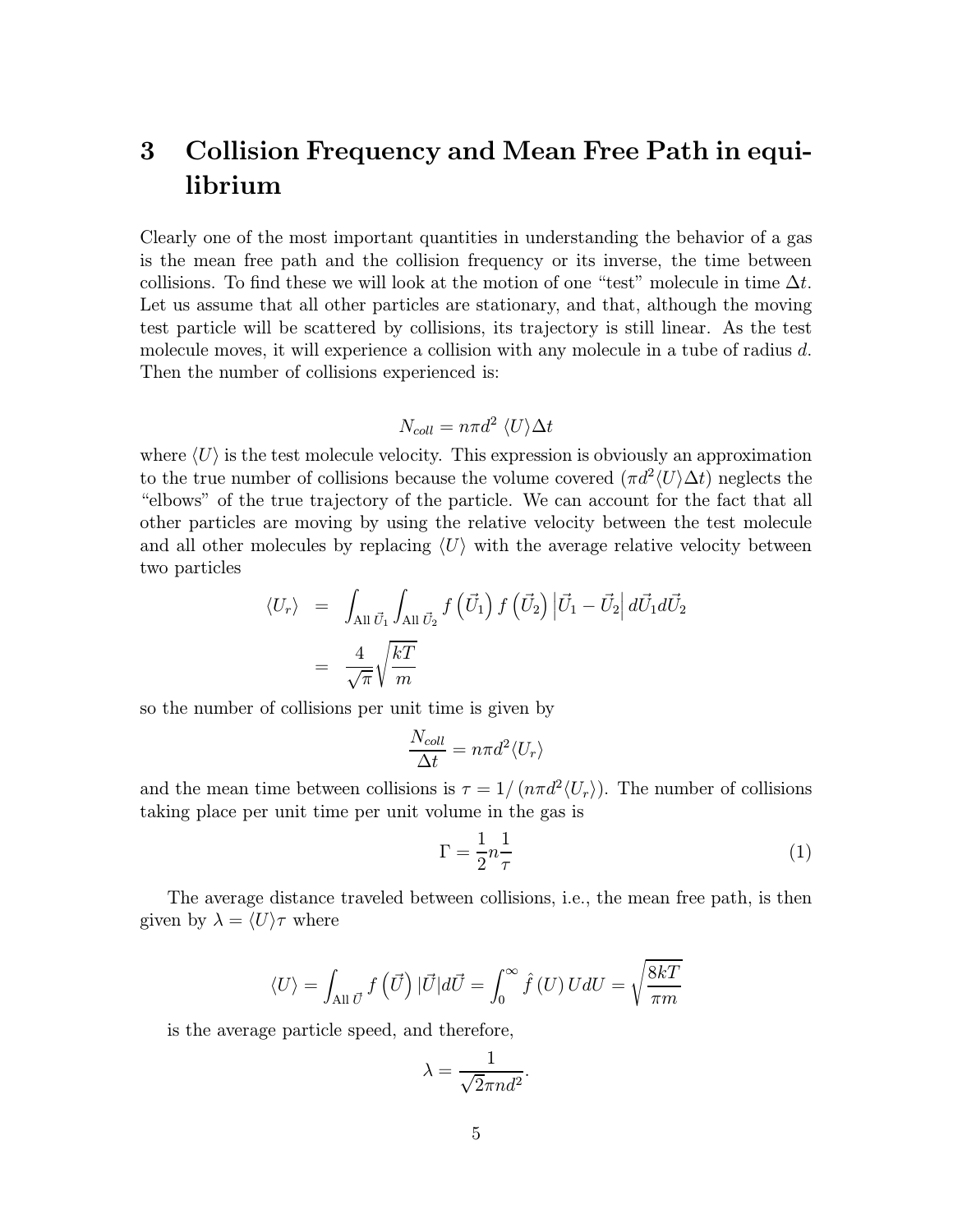## 3 Collision Frequency and Mean Free Path in equilibrium

Clearly one of the most important quantities in understanding the behavior of a gas is the mean free path and the collision frequency or its inverse, the time between collisions. To find these we will look at the motion of one "test" molecule in time $\Delta t$. Let us assume that all other particles are stationary, and that, although the moving test particle will be scattered by collisions, its trajectory is still linear. As the test molecule moves, it will experience a collision with any molecule in a tube of radius $d$. Then the number of collisions experienced is:

$$N_{coll} = n\pi d^2 \langle U \rangle \Delta t$$

where $\langle U \rangle$ is the test molecule velocity. This expression is obviously an approximation to the true number of collisions because the volume covered ($\pi d^2 \langle U \rangle \Delta t$) neglects the "elbows" of the true trajectory of the particle. We can account for the fact that all other particles are moving by using the relative velocity between the test molecule and all other molecules by replacing $\langle U \rangle$ with the average relative velocity between two particles

$$\begin{aligned}
\langle U_r \rangle &= \int_{\text{All } \vec{U}_1} \int_{\text{All } \vec{U}_2} f\left(\vec{U}_1\right) f\left(\vec{U}_2\right) \left|\vec{U}_1 - \vec{U}_2\right| d\vec{U}_1 d\vec{U}_2 \\
&= \frac{4}{\sqrt{\pi}} \sqrt{\frac{kT}{m}}
\end{aligned}$$

so the number of collisions per unit time is given by

$$\frac{N_{coll}}{\Delta t} = n\pi d^2 \langle U_r \rangle$$

and the mean time between collisions is $\tau = 1/\left(n\pi d^2 \langle U_r \rangle\right)$. The number of collisions taking place per unit time per unit volume in the gas is

$$\Gamma = \frac{1}{2} n \frac{1}{\tau} \tag{1}$$

The average distance traveled between collisions, i.e., the mean free path, is then given by $\lambda = \langle U \rangle \tau$ where

$$\langle U \rangle = \int_{\text{All } \vec{U}} f\left(\vec{U}\right) |\vec{U}| d\vec{U} = \int_0^\infty \hat{f}\left(U\right) U dU = \sqrt{\frac{8kT}{\pi m}}$$

is the average particle speed, and therefore,

$$\lambda = \frac{1}{\sqrt{2}\pi n d^2}.$$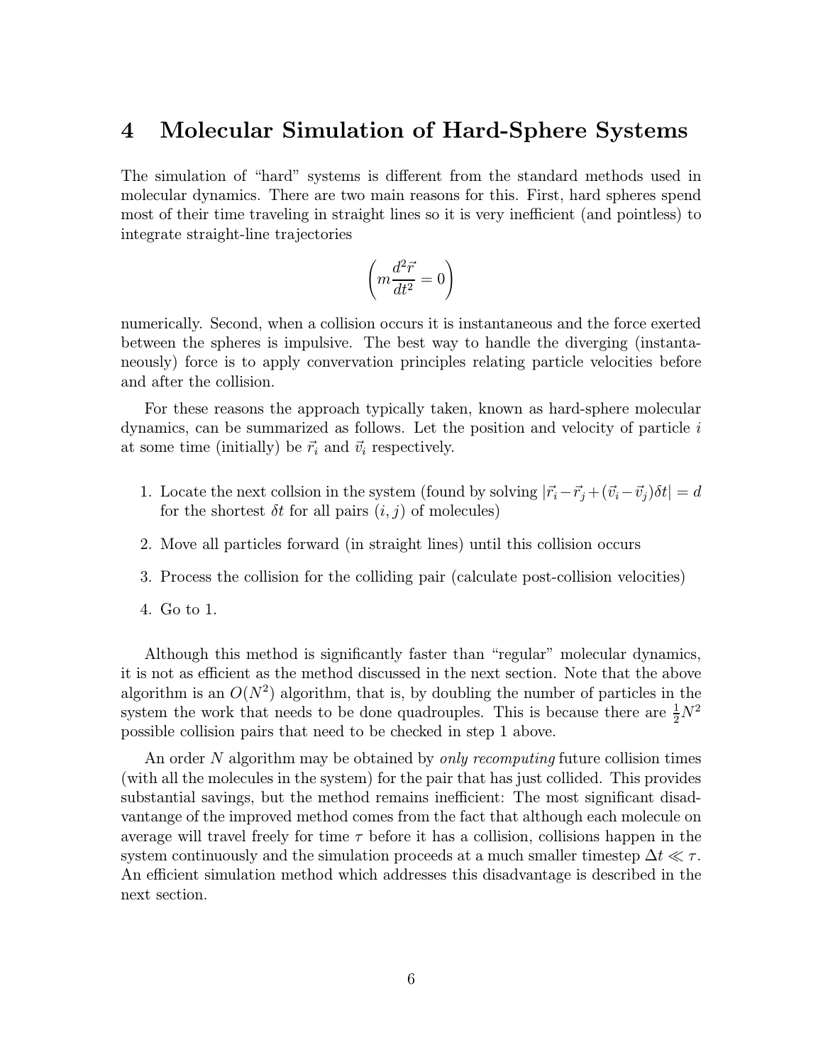## 4 Molecular Simulation of Hard-Sphere Systems

The simulation of "hard" systems is different from the standard methods used in molecular dynamics. There are two main reasons for this. First, hard spheres spend most of their time traveling in straight lines so it is very inefficient (and pointless) to integrate straight-line trajectories

$$\left( m\frac{d^2\vec{r}}{dt^2} = 0 \right)$$

numerically. Second, when a collision occurs it is instantaneous and the force exerted between the spheres is impulsive. The best way to handle the diverging (instantaneously) force is to apply convervation principles relating particle velocities before and after the collision.

For these reasons the approach typically taken, known as hard-sphere molecular dynamics, can be summarized as follows. Let the position and velocity of particle $i$ at some time (initially) be $\vec{r}_i$ and $\vec{v}_i$ respectively.

1. Locate the next collsion in the system (found by solving $|\vec{r}_i - \vec{r}_j + (\vec{v}_i - \vec{v}_j)\delta t| = d$ for the shortest $\delta t$ for all pairs $(i, j)$ of molecules)
2. Move all particles forward (in straight lines) until this collision occurs
3. Process the collision for the colliding pair (calculate post-collision velocities)
4. Go to 1.

Although this method is significantly faster than "regular" molecular dynamics, it is not as efficient as the method discussed in the next section. Note that the above algorithm is an $O(N^2)$ algorithm, that is, by doubling the number of particles in the system the work that needs to be done quadrouples. This is because there are $\frac{1}{2}N^2$ possible collision pairs that need to be checked in step 1 above.

An order $N$ algorithm may be obtained by *only recomputing* future collision times (with all the molecules in the system) for the pair that has just collided. This provides substantial savings, but the method remains inefficient: The most significant disadvantange of the improved method comes from the fact that although each molecule on average will travel freely for time $\tau$ before it has a collision, collisions happen in the system continuously and the simulation proceeds at a much smaller timestep $\Delta t \ll \tau$. An efficient simulation method which addresses this disadvantage is described in the next section.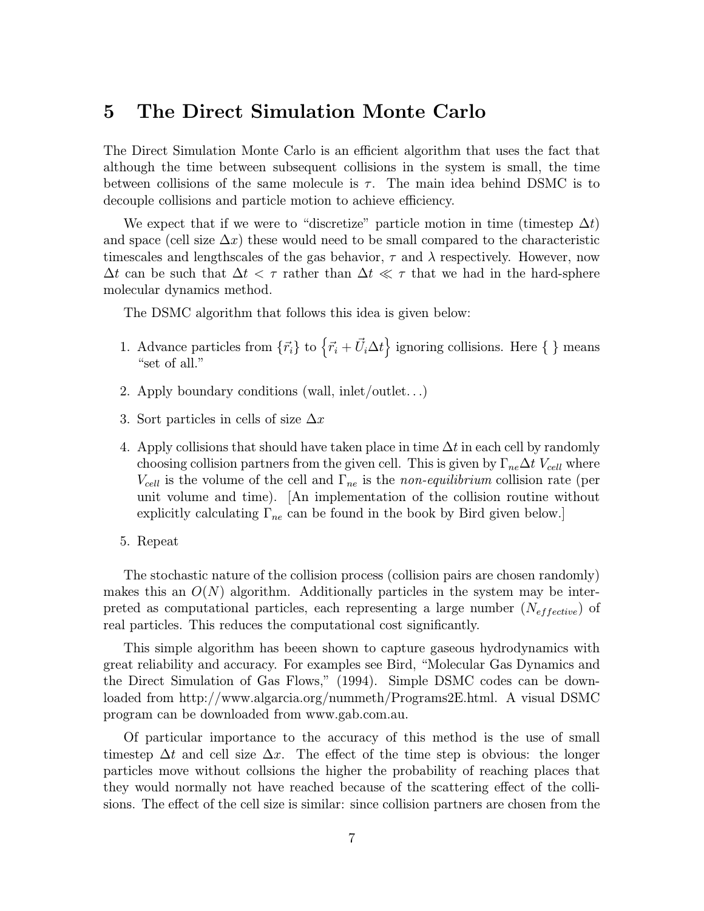## 5 The Direct Simulation Monte Carlo

The Direct Simulation Monte Carlo is an efficient algorithm that uses the fact that although the time between subsequent collisions in the system is small, the time between collisions of the same molecule is $\tau$. The main idea behind DSMC is to decouple collisions and particle motion to achieve efficiency.

We expect that if we were to "discretize" particle motion in time (timestep $\Delta t$) and space (cell size $\Delta x$) these would need to be small compared to the characteristic timescales and lengthscales of the gas behavior, $\tau$ and $\lambda$ respectively. However, now $\Delta t$ can be such that $\Delta t < \tau$ rather than $\Delta t \ll \tau$ that we had in the hard-sphere molecular dynamics method.

The DSMC algorithm that follows this idea is given below:

1. Advance particles from $\{\vec{r}_i\}$ to $\left\{\vec{r}_i + \vec{U}_i \Delta t\right\}$ ignoring collisions. Here { } means "set of all."
2. Apply boundary conditions (wall, inlet/outlet...)
3. Sort particles in cells of size $\Delta x$
4. Apply collisions that should have taken place in time $\Delta t$ in each cell by randomly choosing collision partners from the given cell. This is given by $\Gamma_{ne} \Delta t \, V_{cell}$ where $V_{cell}$ is the volume of the cell and $\Gamma_{ne}$ is the *non-equilibrium* collision rate (per unit volume and time). [An implementation of the collision routine without explicitly calculating $\Gamma_{ne}$ can be found in the book by Bird given below.]
5. Repeat

The stochastic nature of the collision process (collision pairs are chosen randomly) makes this an $O(N)$ algorithm. Additionally particles in the system may be interpreted as computational particles, each representing a large number ($N_{effective}$) of real particles. This reduces the computational cost significantly.

This simple algorithm has beeen shown to capture gaseous hydrodynamics with great reliability and accuracy. For examples see Bird, "Molecular Gas Dynamics and the Direct Simulation of Gas Flows," (1994). Simple DSMC codes can be downloaded from http://www.algarcia.org/nummeth/Programs2E.html. A visual DSMC program can be downloaded from www.gab.com.au.

Of particular importance to the accuracy of this method is the use of small timestep $\Delta t$ and cell size $\Delta x$. The effect of the time step is obvious: the longer particles move without collsions the higher the probability of reaching places that they would normally not have reached because of the scattering effect of the collisions. The effect of the cell size is similar: since collision partners are chosen from the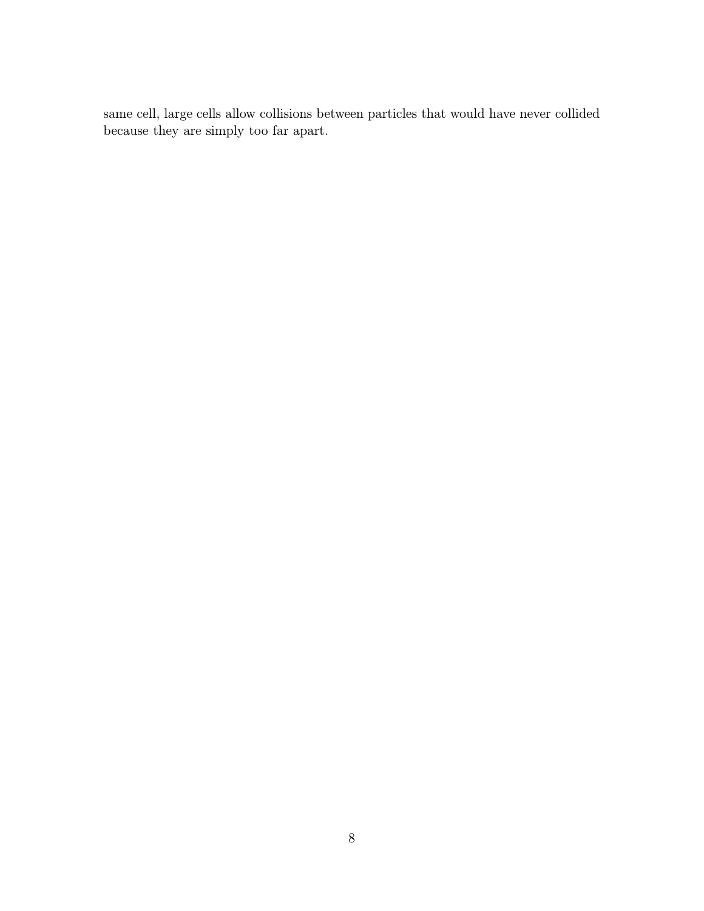same cell, large cells allow collisions between particles that would have never collided because they are simply too far apart.